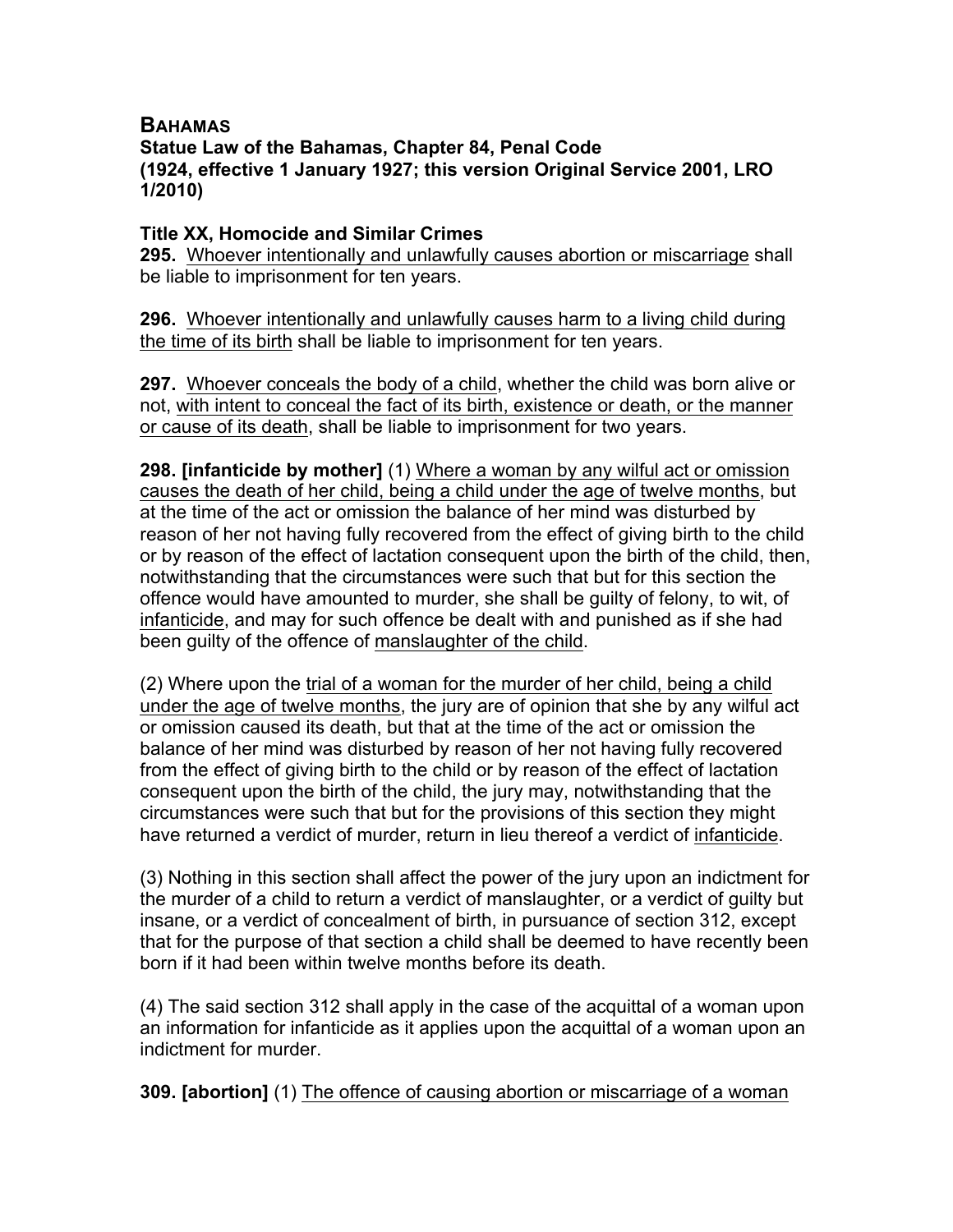**BAHAMAS**

**Statue Law of the Bahamas, Chapter 84, Penal Code**
**(1924, effective 1 January 1927; this version Original Service 2001, LRO 1/2010)**

**Title XX, Homocide and Similar Crimes**

**295.** <u>Whoever intentionally and unlawfully causes abortion or miscarriage</u> shall be liable to imprisonment for ten years.

**296.** <u>Whoever intentionally and unlawfully causes harm to a living child during the time of its birth</u> shall be liable to imprisonment for ten years.

**297.** <u>Whoever conceals the body of a child</u>, whether the child was born alive or not, <u>with intent to conceal the fact of its birth, existence or death, or the manner or cause of its death</u>, shall be liable to imprisonment for two years.

**298. [infanticide by mother]** (1) <u>Where a woman by any wilful act or omission causes the death of her child, being a child under the age of twelve months</u>, but at the time of the act or omission the balance of her mind was disturbed by reason of her not having fully recovered from the effect of giving birth to the child or by reason of the effect of lactation consequent upon the birth of the child, then, notwithstanding that the circumstances were such that but for this section the offence would have amounted to murder, she shall be guilty of felony, to wit, of <u>infanticide</u>, and may for such offence be dealt with and punished as if she had been guilty of the offence of <u>manslaughter of the child</u>.

(2) Where upon the <u>trial of a woman for the murder of her child, being a child under the age of twelve months</u>, the jury are of opinion that she by any wilful act or omission caused its death, but that at the time of the act or omission the balance of her mind was disturbed by reason of her not having fully recovered from the effect of giving birth to the child or by reason of the effect of lactation consequent upon the birth of the child, the jury may, notwithstanding that the circumstances were such that but for the provisions of this section they might have returned a verdict of murder, return in lieu thereof a verdict of <u>infanticide</u>.

(3) Nothing in this section shall affect the power of the jury upon an indictment for the murder of a child to return a verdict of manslaughter, or a verdict of guilty but insane, or a verdict of concealment of birth, in pursuance of section 312, except that for the purpose of that section a child shall be deemed to have recently been born if it had been within twelve months before its death.

(4) The said section 312 shall apply in the case of the acquittal of a woman upon an information for infanticide as it applies upon the acquittal of a woman upon an indictment for murder.

**309. [abortion]** (1) <u>The offence of causing abortion or miscarriage of a woman</u>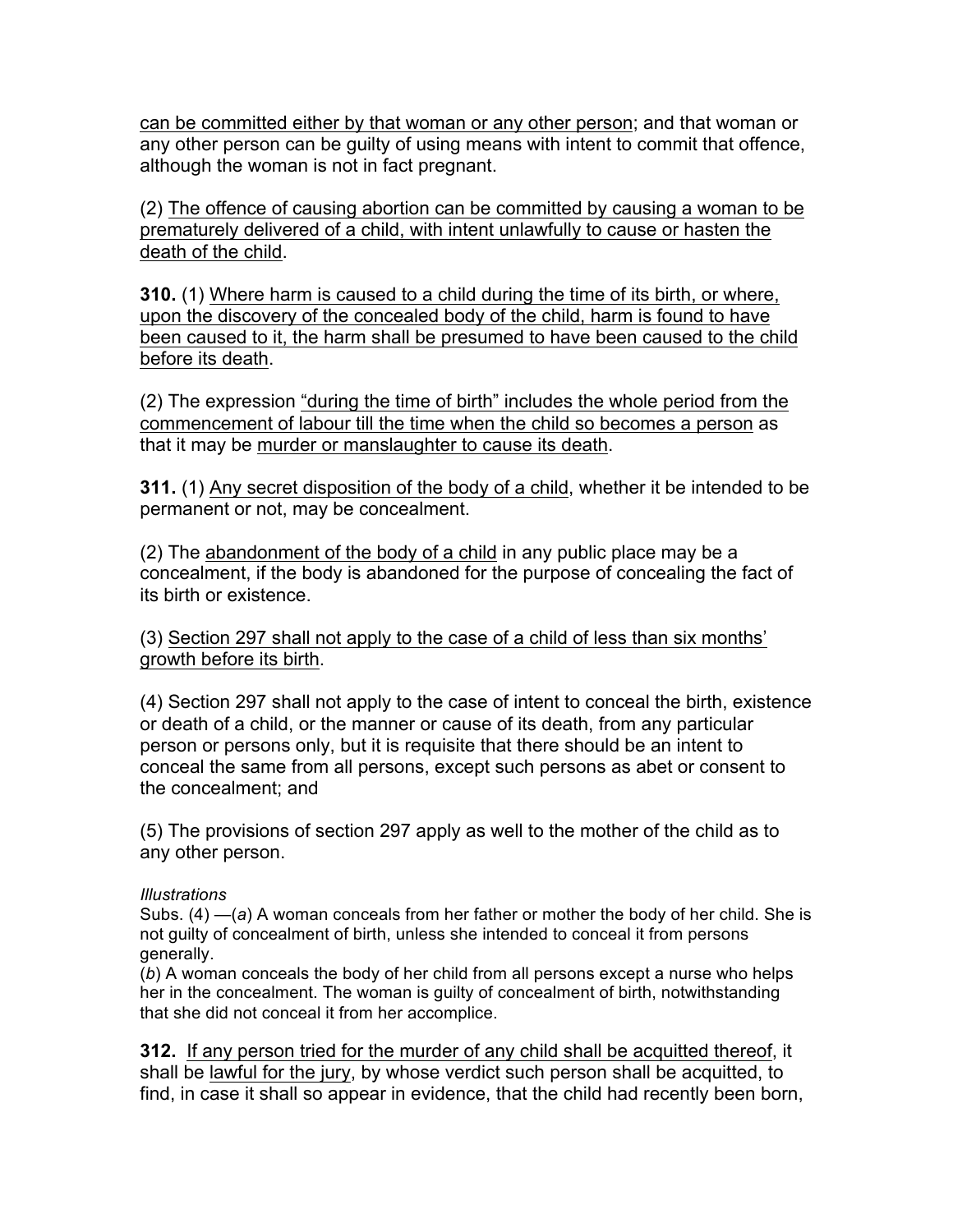can be committed either by that woman or any other person; and that woman or any other person can be guilty of using means with intent to commit that offence, although the woman is not in fact pregnant.

(2) The offence of causing abortion can be committed by causing a woman to be prematurely delivered of a child, with intent unlawfully to cause or hasten the death of the child.

**310.** (1) Where harm is caused to a child during the time of its birth, or where, upon the discovery of the concealed body of the child, harm is found to have been caused to it, the harm shall be presumed to have been caused to the child before its death.

(2) The expression "during the time of birth" includes the whole period from the commencement of labour till the time when the child so becomes a person as that it may be murder or manslaughter to cause its death.

**311.** (1) Any secret disposition of the body of a child, whether it be intended to be permanent or not, may be concealment.

(2) The abandonment of the body of a child in any public place may be a concealment, if the body is abandoned for the purpose of concealing the fact of its birth or existence.

(3) Section 297 shall not apply to the case of a child of less than six months' growth before its birth.

(4) Section 297 shall not apply to the case of intent to conceal the birth, existence or death of a child, or the manner or cause of its death, from any particular person or persons only, but it is requisite that there should be an intent to conceal the same from all persons, except such persons as abet or consent to the concealment; and

(5) The provisions of section 297 apply as well to the mother of the child as to any other person.

*Illustrations*

Subs. (4) —(*a*) A woman conceals from her father or mother the body of her child. She is not guilty of concealment of birth, unless she intended to conceal it from persons generally.

(*b*) A woman conceals the body of her child from all persons except a nurse who helps her in the concealment. The woman is guilty of concealment of birth, notwithstanding that she did not conceal it from her accomplice.

**312.** If any person tried for the murder of any child shall be acquitted thereof, it shall be lawful for the jury, by whose verdict such person shall be acquitted, to find, in case it shall so appear in evidence, that the child had recently been born,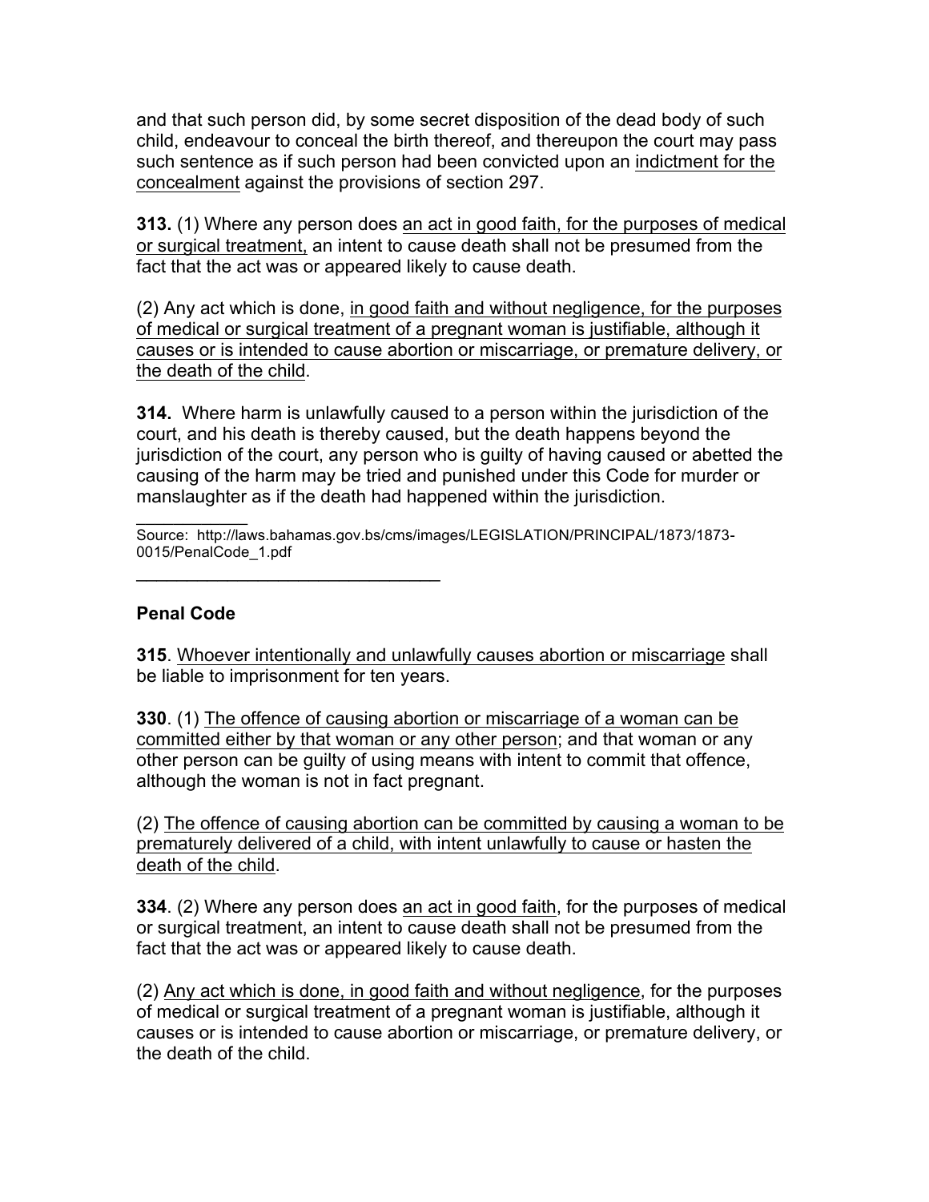and that such person did, by some secret disposition of the dead body of such child, endeavour to conceal the birth thereof, and thereupon the court may pass such sentence as if such person had been convicted upon an <u>indictment for the concealment</u> against the provisions of section 297.

**313.** (1) Where any person does <u>an act in good faith, for the purposes of medical or surgical treatment,</u> an intent to cause death shall not be presumed from the fact that the act was or appeared likely to cause death.

(2) Any act which is done, <u>in good faith and without negligence, for the purposes of medical or surgical treatment of a pregnant woman is justifiable, although it causes or is intended to cause abortion or miscarriage, or premature delivery, or the death of the child</u>.

**314.** Where harm is unlawfully caused to a person within the jurisdiction of the court, and his death is thereby caused, but the death happens beyond the jurisdiction of the court, any person who is guilty of having caused or abetted the causing of the harm may be tried and punished under this Code for murder or manslaughter as if the death had happened within the jurisdiction.

---

Source: http://laws.bahamas.gov.bs/cms/images/LEGISLATION/PRINCIPAL/1873/1873-0015/PenalCode_1.pdf

---

**Penal Code**

**315**. <u>Whoever intentionally and unlawfully causes abortion or miscarriage</u> shall be liable to imprisonment for ten years.

**330**. (1) <u>The offence of causing abortion or miscarriage of a woman can be committed either by that woman or any other person</u>; and that woman or any other person can be guilty of using means with intent to commit that offence, although the woman is not in fact pregnant.

(2) <u>The offence of causing abortion can be committed by causing a woman to be prematurely delivered of a child, with intent unlawfully to cause or hasten the death of the child</u>.

**334**. (2) Where any person does <u>an act in good faith</u>, for the purposes of medical or surgical treatment, an intent to cause death shall not be presumed from the fact that the act was or appeared likely to cause death.

(2) <u>Any act which is done, in good faith and without negligence</u>, for the purposes of medical or surgical treatment of a pregnant woman is justifiable, although it causes or is intended to cause abortion or miscarriage, or premature delivery, or the death of the child.